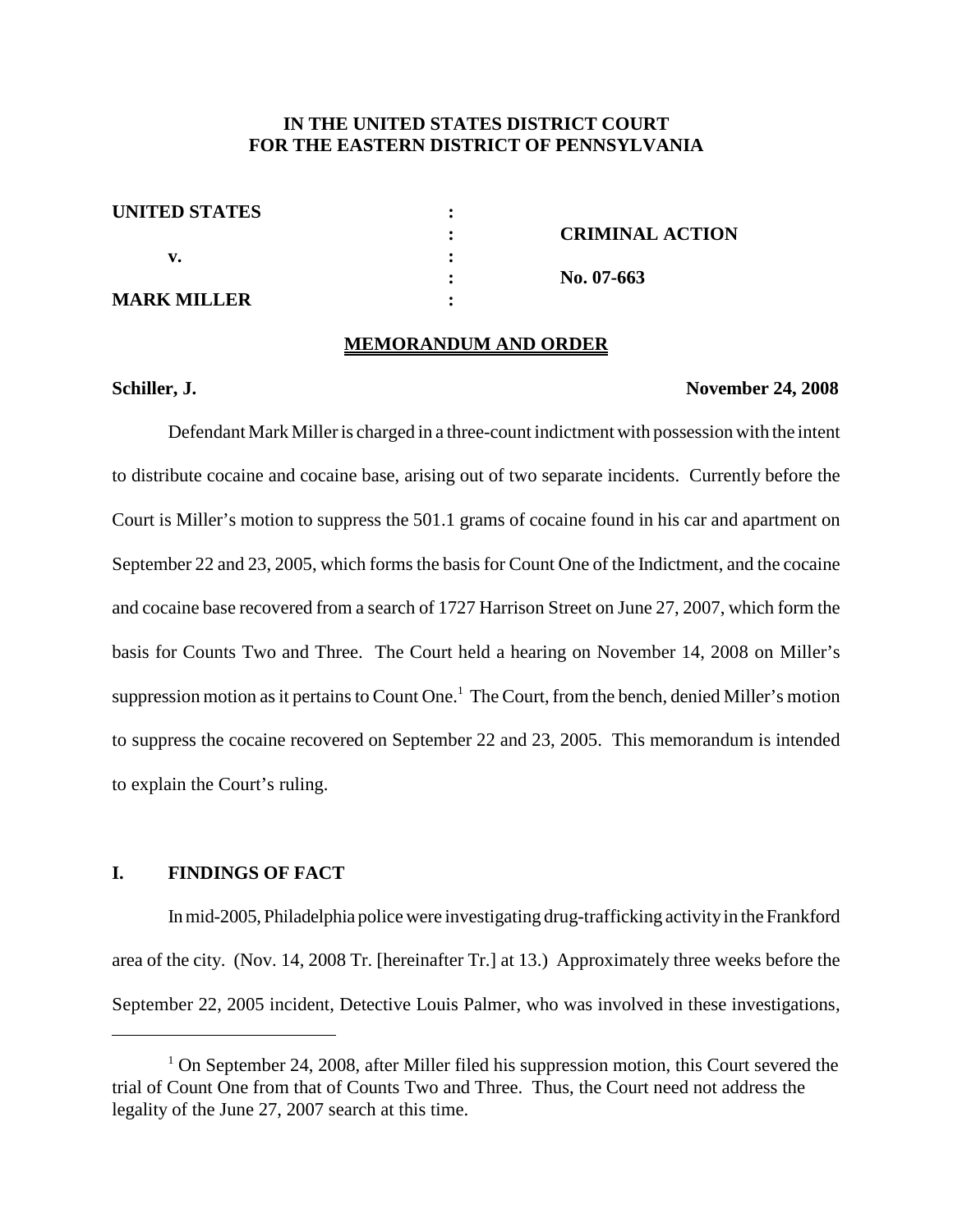**IN THE UNITED STATES DISTRICT COURT**
**FOR THE EASTERN DISTRICT OF PENNSYLVANIA**

| | | |
|---|---|---|
| **UNITED STATES** | : | |
| | : | **CRIMINAL ACTION** |
| **v.** | : | |
| | : | **No. 07-663** |
| **MARK MILLER** | : | |

## MEMORANDUM AND ORDER

**Schiller, J.** **November 24, 2008**

Defendant Mark Miller is charged in a three-count indictment with possession with the intent to distribute cocaine and cocaine base, arising out of two separate incidents. Currently before the Court is Miller's motion to suppress the 501.1 grams of cocaine found in his car and apartment on September 22 and 23, 2005, which forms the basis for Count One of the Indictment, and the cocaine and cocaine base recovered from a search of 1727 Harrison Street on June 27, 2007, which form the basis for Counts Two and Three. The Court held a hearing on November 14, 2008 on Miller's suppression motion as it pertains to Count One.[1] The Court, from the bench, denied Miller's motion to suppress the cocaine recovered on September 22 and 23, 2005. This memorandum is intended to explain the Court's ruling.

## I. FINDINGS OF FACT

In mid-2005, Philadelphia police were investigating drug-trafficking activity in the Frankford area of the city. (Nov. 14, 2008 Tr. [hereinafter Tr.] at 13.) Approximately three weeks before the September 22, 2005 incident, Detective Louis Palmer, who was involved in these investigations,

---

[1] On September 24, 2008, after Miller filed his suppression motion, this Court severed the trial of Count One from that of Counts Two and Three. Thus, the Court need not address the legality of the June 27, 2007 search at this time.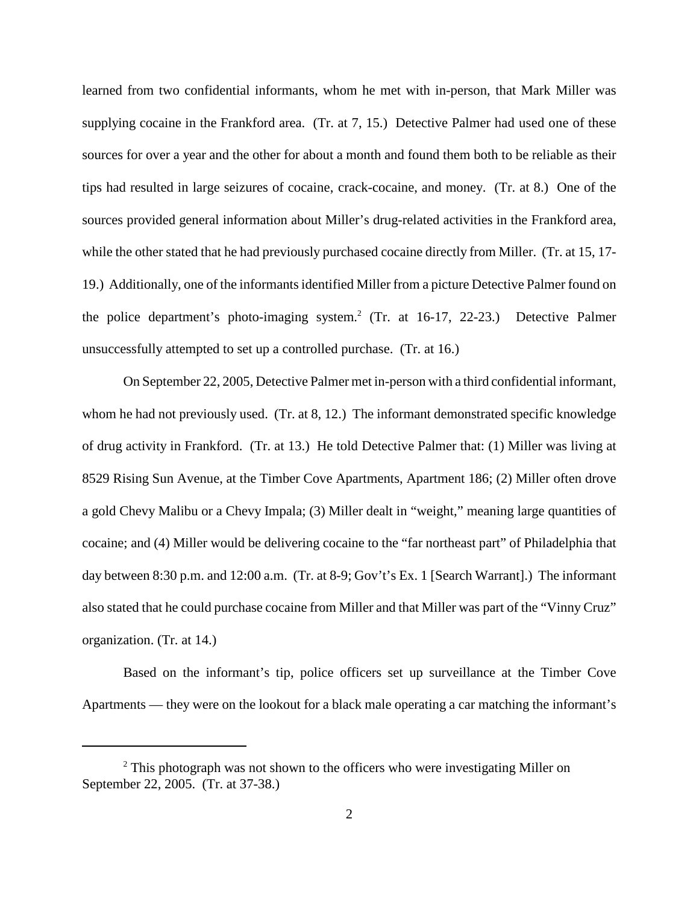learned from two confidential informants, whom he met with in-person, that Mark Miller was supplying cocaine in the Frankford area. (Tr. at 7, 15.) Detective Palmer had used one of these sources for over a year and the other for about a month and found them both to be reliable as their tips had resulted in large seizures of cocaine, crack-cocaine, and money. (Tr. at 8.) One of the sources provided general information about Miller's drug-related activities in the Frankford area, while the other stated that he had previously purchased cocaine directly from Miller. (Tr. at 15, 17-19.) Additionally, one of the informants identified Miller from a picture Detective Palmer found on the police department's photo-imaging system.[2] (Tr. at 16-17, 22-23.) Detective Palmer unsuccessfully attempted to set up a controlled purchase. (Tr. at 16.)

On September 22, 2005, Detective Palmer met in-person with a third confidential informant, whom he had not previously used. (Tr. at 8, 12.) The informant demonstrated specific knowledge of drug activity in Frankford. (Tr. at 13.) He told Detective Palmer that: (1) Miller was living at 8529 Rising Sun Avenue, at the Timber Cove Apartments, Apartment 186; (2) Miller often drove a gold Chevy Malibu or a Chevy Impala; (3) Miller dealt in "weight," meaning large quantities of cocaine; and (4) Miller would be delivering cocaine to the "far northeast part" of Philadelphia that day between 8:30 p.m. and 12:00 a.m. (Tr. at 8-9; Gov't's Ex. 1 [Search Warrant].) The informant also stated that he could purchase cocaine from Miller and that Miller was part of the "Vinny Cruz" organization. (Tr. at 14.)

Based on the informant's tip, police officers set up surveillance at the Timber Cove Apartments — they were on the lookout for a black male operating a car matching the informant's

[2] This photograph was not shown to the officers who were investigating Miller on September 22, 2005. (Tr. at 37-38.)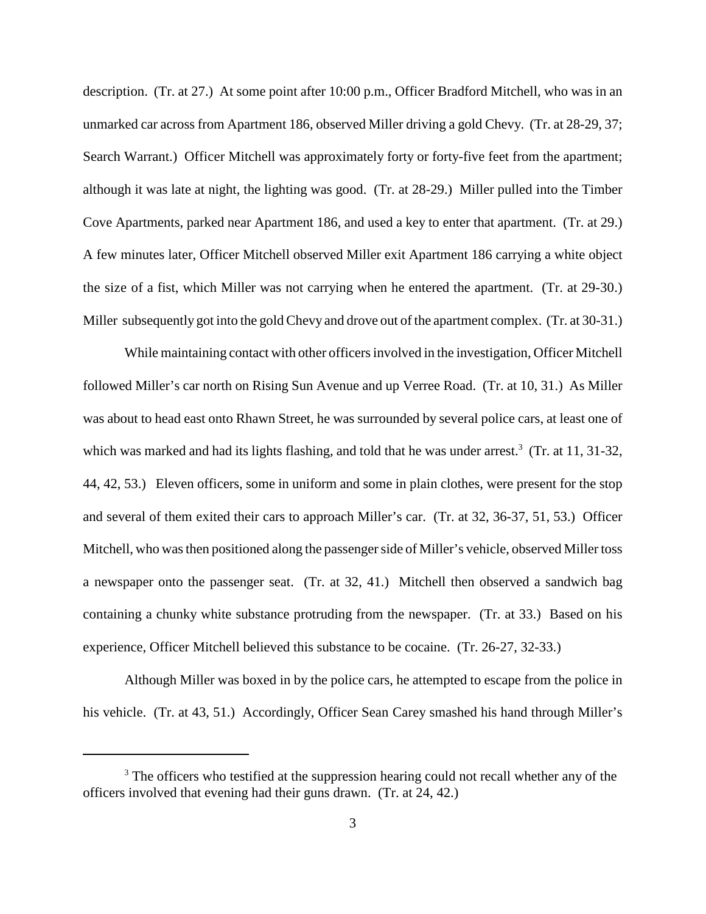description. (Tr. at 27.) At some point after 10:00 p.m., Officer Bradford Mitchell, who was in an unmarked car across from Apartment 186, observed Miller driving a gold Chevy. (Tr. at 28-29, 37; Search Warrant.) Officer Mitchell was approximately forty or forty-five feet from the apartment; although it was late at night, the lighting was good. (Tr. at 28-29.) Miller pulled into the Timber Cove Apartments, parked near Apartment 186, and used a key to enter that apartment. (Tr. at 29.) A few minutes later, Officer Mitchell observed Miller exit Apartment 186 carrying a white object the size of a fist, which Miller was not carrying when he entered the apartment. (Tr. at 29-30.) Miller subsequently got into the gold Chevy and drove out of the apartment complex. (Tr. at 30-31.)

While maintaining contact with other officers involved in the investigation, Officer Mitchell followed Miller's car north on Rising Sun Avenue and up Verree Road. (Tr. at 10, 31.) As Miller was about to head east onto Rhawn Street, he was surrounded by several police cars, at least one of which was marked and had its lights flashing, and told that he was under arrest.[3] (Tr. at 11, 31-32, 44, 42, 53.) Eleven officers, some in uniform and some in plain clothes, were present for the stop and several of them exited their cars to approach Miller's car. (Tr. at 32, 36-37, 51, 53.) Officer Mitchell, who was then positioned along the passenger side of Miller's vehicle, observed Miller toss a newspaper onto the passenger seat. (Tr. at 32, 41.) Mitchell then observed a sandwich bag containing a chunky white substance protruding from the newspaper. (Tr. at 33.) Based on his experience, Officer Mitchell believed this substance to be cocaine. (Tr. 26-27, 32-33.)

Although Miller was boxed in by the police cars, he attempted to escape from the police in his vehicle. (Tr. at 43, 51.) Accordingly, Officer Sean Carey smashed his hand through Miller's

---

[3] The officers who testified at the suppression hearing could not recall whether any of the officers involved that evening had their guns drawn. (Tr. at 24, 42.)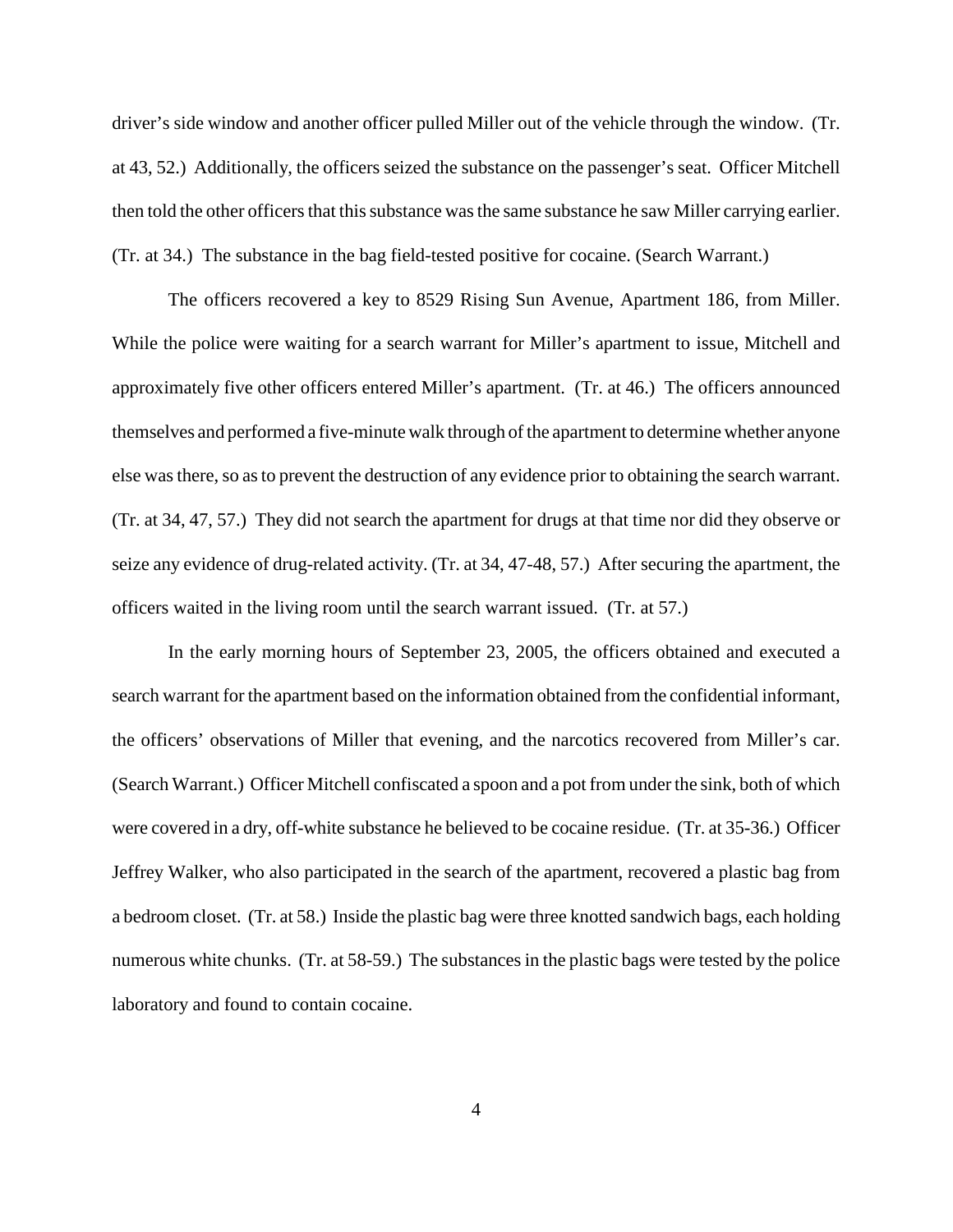driver's side window and another officer pulled Miller out of the vehicle through the window. (Tr. at 43, 52.) Additionally, the officers seized the substance on the passenger's seat. Officer Mitchell then told the other officers that this substance was the same substance he saw Miller carrying earlier. (Tr. at 34.) The substance in the bag field-tested positive for cocaine. (Search Warrant.)

The officers recovered a key to 8529 Rising Sun Avenue, Apartment 186, from Miller. While the police were waiting for a search warrant for Miller's apartment to issue, Mitchell and approximately five other officers entered Miller's apartment. (Tr. at 46.) The officers announced themselves and performed a five-minute walk through of the apartment to determine whether anyone else was there, so as to prevent the destruction of any evidence prior to obtaining the search warrant. (Tr. at 34, 47, 57.) They did not search the apartment for drugs at that time nor did they observe or seize any evidence of drug-related activity. (Tr. at 34, 47-48, 57.) After securing the apartment, the officers waited in the living room until the search warrant issued. (Tr. at 57.)

In the early morning hours of September 23, 2005, the officers obtained and executed a search warrant for the apartment based on the information obtained from the confidential informant, the officers' observations of Miller that evening, and the narcotics recovered from Miller's car. (Search Warrant.) Officer Mitchell confiscated a spoon and a pot from under the sink, both of which were covered in a dry, off-white substance he believed to be cocaine residue. (Tr. at 35-36.) Officer Jeffrey Walker, who also participated in the search of the apartment, recovered a plastic bag from a bedroom closet. (Tr. at 58.) Inside the plastic bag were three knotted sandwich bags, each holding numerous white chunks. (Tr. at 58-59.) The substances in the plastic bags were tested by the police laboratory and found to contain cocaine.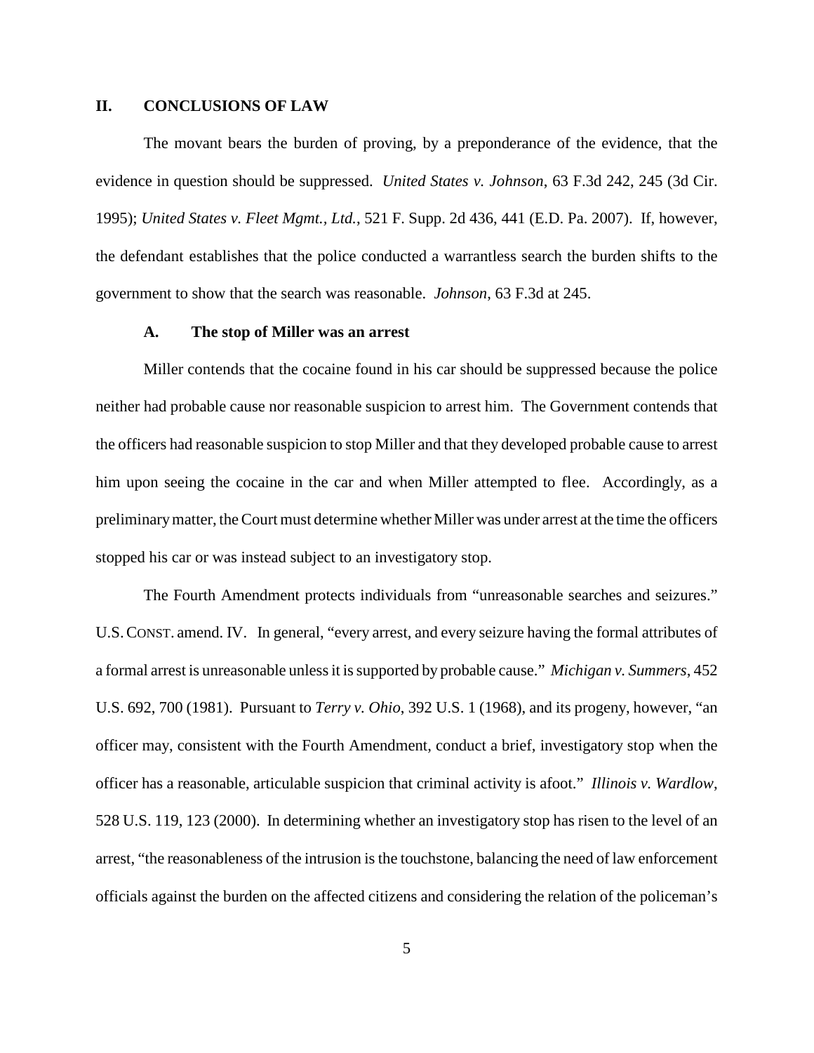## II. CONCLUSIONS OF LAW

The movant bears the burden of proving, by a preponderance of the evidence, that the evidence in question should be suppressed. *United States v. Johnson*, 63 F.3d 242, 245 (3d Cir. 1995); *United States v. Fleet Mgmt., Ltd.*, 521 F. Supp. 2d 436, 441 (E.D. Pa. 2007). If, however, the defendant establishes that the police conducted a warrantless search the burden shifts to the government to show that the search was reasonable. *Johnson*, 63 F.3d at 245.

### A. The stop of Miller was an arrest

Miller contends that the cocaine found in his car should be suppressed because the police neither had probable cause nor reasonable suspicion to arrest him. The Government contends that the officers had reasonable suspicion to stop Miller and that they developed probable cause to arrest him upon seeing the cocaine in the car and when Miller attempted to flee. Accordingly, as a preliminary matter, the Court must determine whether Miller was under arrest at the time the officers stopped his car or was instead subject to an investigatory stop.

The Fourth Amendment protects individuals from "unreasonable searches and seizures." U.S. CONST. amend. IV. In general, "every arrest, and every seizure having the formal attributes of a formal arrest is unreasonable unless it is supported by probable cause." *Michigan v. Summers*, 452 U.S. 692, 700 (1981). Pursuant to *Terry v. Ohio*, 392 U.S. 1 (1968), and its progeny, however, "an officer may, consistent with the Fourth Amendment, conduct a brief, investigatory stop when the officer has a reasonable, articulable suspicion that criminal activity is afoot." *Illinois v. Wardlow*, 528 U.S. 119, 123 (2000). In determining whether an investigatory stop has risen to the level of an arrest, "the reasonableness of the intrusion is the touchstone, balancing the need of law enforcement officials against the burden on the affected citizens and considering the relation of the policeman's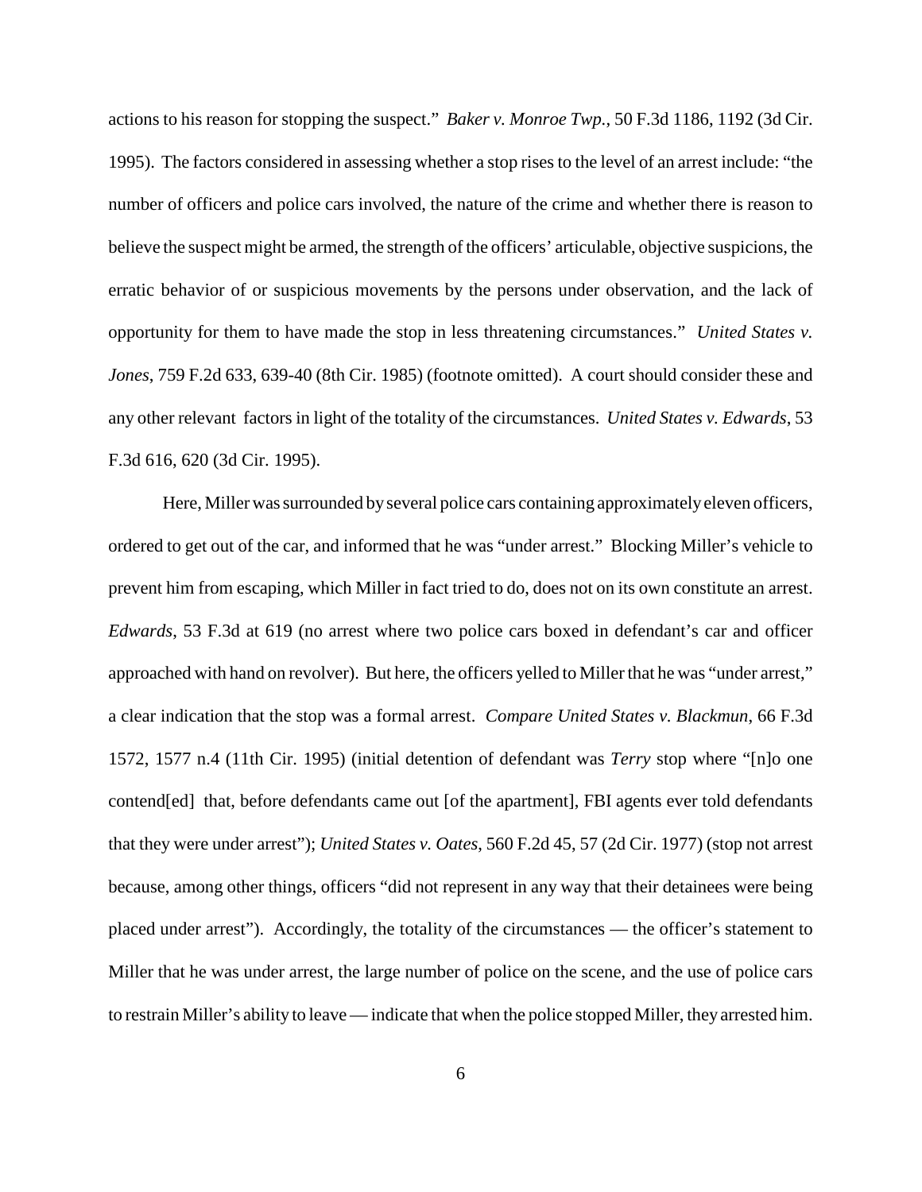actions to his reason for stopping the suspect." *Baker v. Monroe Twp.*, 50 F.3d 1186, 1192 (3d Cir. 1995). The factors considered in assessing whether a stop rises to the level of an arrest include: "the number of officers and police cars involved, the nature of the crime and whether there is reason to believe the suspect might be armed, the strength of the officers' articulable, objective suspicions, the erratic behavior of or suspicious movements by the persons under observation, and the lack of opportunity for them to have made the stop in less threatening circumstances." *United States v. Jones*, 759 F.2d 633, 639-40 (8th Cir. 1985) (footnote omitted). A court should consider these and any other relevant factors in light of the totality of the circumstances. *United States v. Edwards*, 53 F.3d 616, 620 (3d Cir. 1995).

Here, Miller was surrounded by several police cars containing approximately eleven officers, ordered to get out of the car, and informed that he was "under arrest." Blocking Miller's vehicle to prevent him from escaping, which Miller in fact tried to do, does not on its own constitute an arrest. *Edwards*, 53 F.3d at 619 (no arrest where two police cars boxed in defendant's car and officer approached with hand on revolver). But here, the officers yelled to Miller that he was "under arrest," a clear indication that the stop was a formal arrest. *Compare United States v. Blackmun*, 66 F.3d 1572, 1577 n.4 (11th Cir. 1995) (initial detention of defendant was *Terry* stop where "[n]o one contend[ed] that, before defendants came out [of the apartment], FBI agents ever told defendants that they were under arrest"); *United States v. Oates*, 560 F.2d 45, 57 (2d Cir. 1977) (stop not arrest because, among other things, officers "did not represent in any way that their detainees were being placed under arrest"). Accordingly, the totality of the circumstances — the officer's statement to Miller that he was under arrest, the large number of police on the scene, and the use of police cars to restrain Miller's ability to leave — indicate that when the police stopped Miller, they arrested him.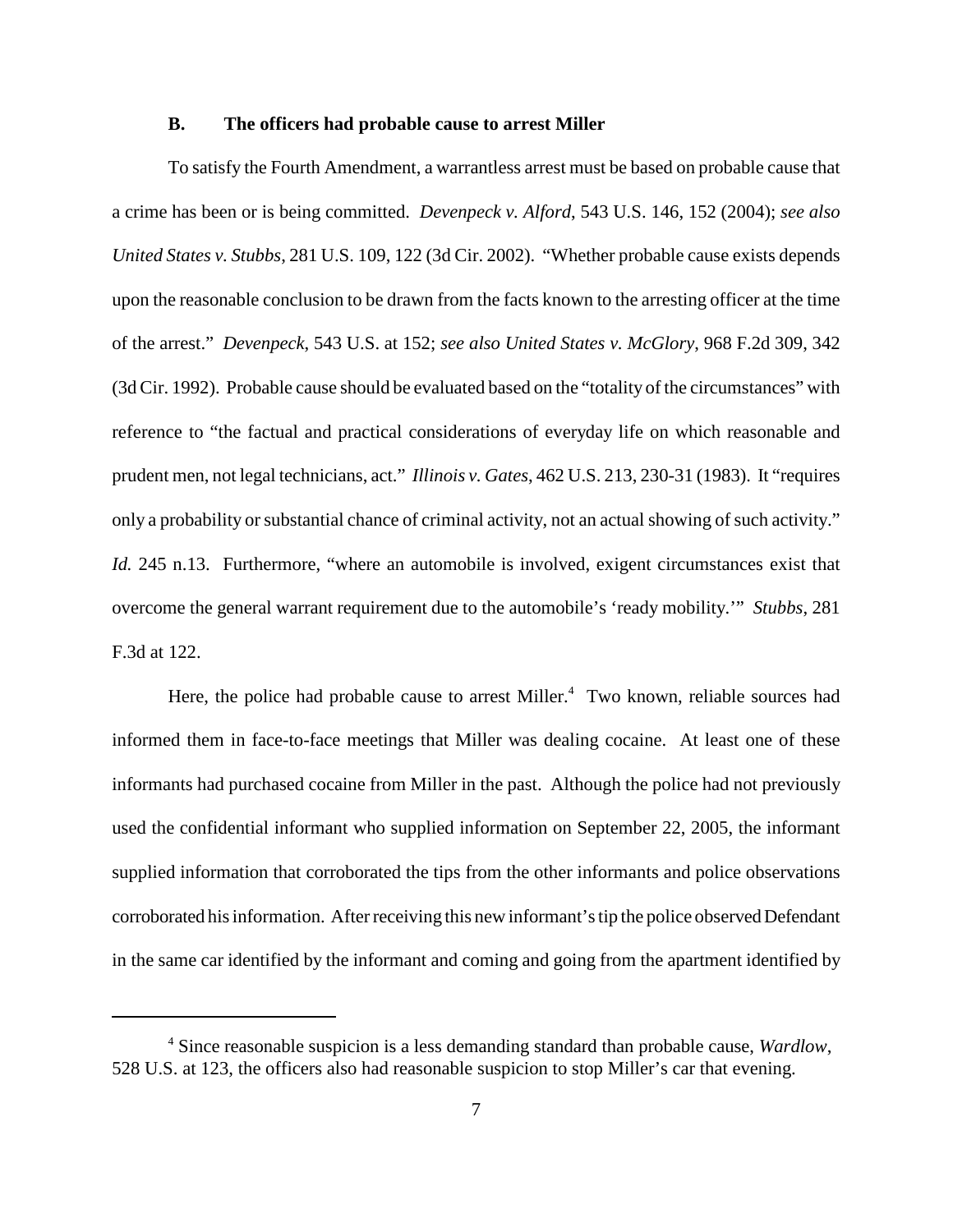### B. The officers had probable cause to arrest Miller

To satisfy the Fourth Amendment, a warrantless arrest must be based on probable cause that a crime has been or is being committed. *Devenpeck v. Alford*, 543 U.S. 146, 152 (2004); *see also United States v. Stubbs*, 281 U.S. 109, 122 (3d Cir. 2002). "Whether probable cause exists depends upon the reasonable conclusion to be drawn from the facts known to the arresting officer at the time of the arrest." *Devenpeck*, 543 U.S. at 152; *see also United States v. McGlory*, 968 F.2d 309, 342 (3d Cir. 1992). Probable cause should be evaluated based on the "totality of the circumstances" with reference to "the factual and practical considerations of everyday life on which reasonable and prudent men, not legal technicians, act." *Illinois v. Gates*, 462 U.S. 213, 230-31 (1983). It "requires only a probability or substantial chance of criminal activity, not an actual showing of such activity." *Id.* 245 n.13. Furthermore, "where an automobile is involved, exigent circumstances exist that overcome the general warrant requirement due to the automobile's 'ready mobility.'" *Stubbs*, 281 F.3d at 122.

Here, the police had probable cause to arrest Miller.[4] Two known, reliable sources had informed them in face-to-face meetings that Miller was dealing cocaine. At least one of these informants had purchased cocaine from Miller in the past. Although the police had not previously used the confidential informant who supplied information on September 22, 2005, the informant supplied information that corroborated the tips from the other informants and police observations corroborated his information. After receiving this new informant's tip the police observed Defendant in the same car identified by the informant and coming and going from the apartment identified by

[4] Since reasonable suspicion is a less demanding standard than probable cause, *Wardlow*, 528 U.S. at 123, the officers also had reasonable suspicion to stop Miller's car that evening.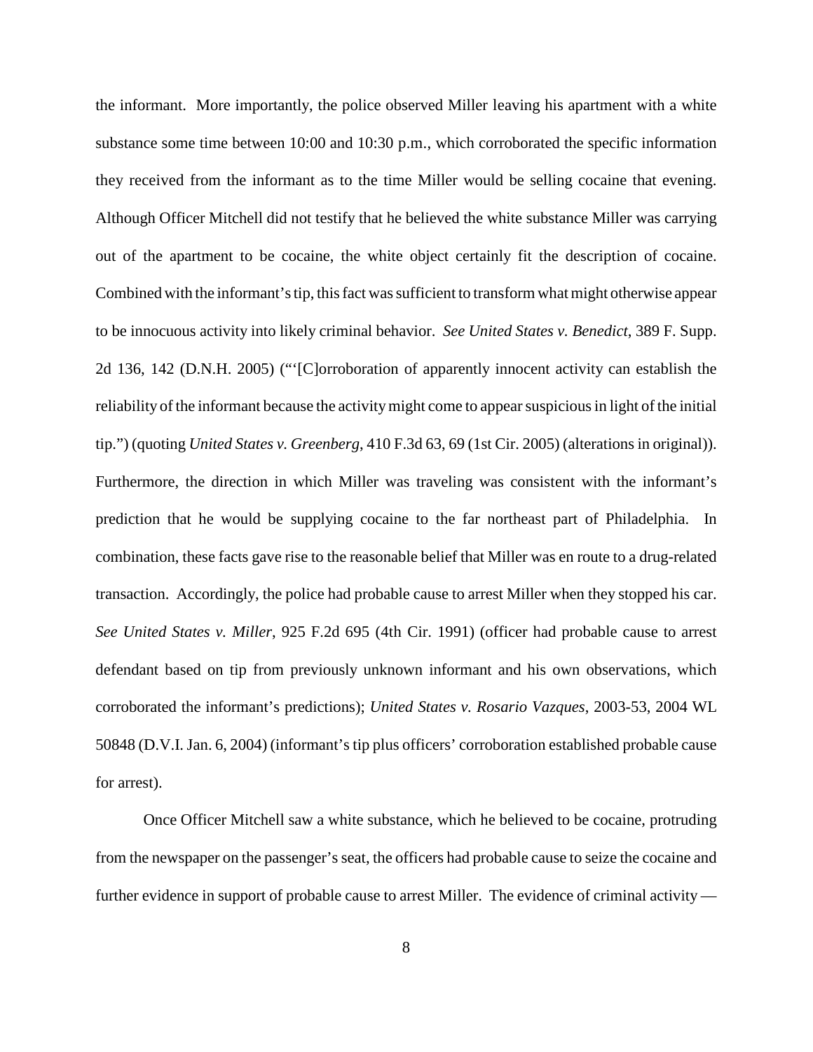the informant. More importantly, the police observed Miller leaving his apartment with a white substance some time between 10:00 and 10:30 p.m., which corroborated the specific information they received from the informant as to the time Miller would be selling cocaine that evening. Although Officer Mitchell did not testify that he believed the white substance Miller was carrying out of the apartment to be cocaine, the white object certainly fit the description of cocaine. Combined with the informant's tip, this fact was sufficient to transform what might otherwise appear to be innocuous activity into likely criminal behavior. *See United States v. Benedict*, 389 F. Supp. 2d 136, 142 (D.N.H. 2005) ("'[C]orroboration of apparently innocent activity can establish the reliability of the informant because the activity might come to appear suspicious in light of the initial tip.") (quoting *United States v. Greenberg*, 410 F.3d 63, 69 (1st Cir. 2005) (alterations in original)). Furthermore, the direction in which Miller was traveling was consistent with the informant's prediction that he would be supplying cocaine to the far northeast part of Philadelphia. In combination, these facts gave rise to the reasonable belief that Miller was en route to a drug-related transaction. Accordingly, the police had probable cause to arrest Miller when they stopped his car. *See United States v. Miller*, 925 F.2d 695 (4th Cir. 1991) (officer had probable cause to arrest defendant based on tip from previously unknown informant and his own observations, which corroborated the informant's predictions); *United States v. Rosario Vazques*, 2003-53, 2004 WL 50848 (D.V.I. Jan. 6, 2004) (informant's tip plus officers' corroboration established probable cause for arrest).

Once Officer Mitchell saw a white substance, which he believed to be cocaine, protruding from the newspaper on the passenger's seat, the officers had probable cause to seize the cocaine and further evidence in support of probable cause to arrest Miller. The evidence of criminal activity —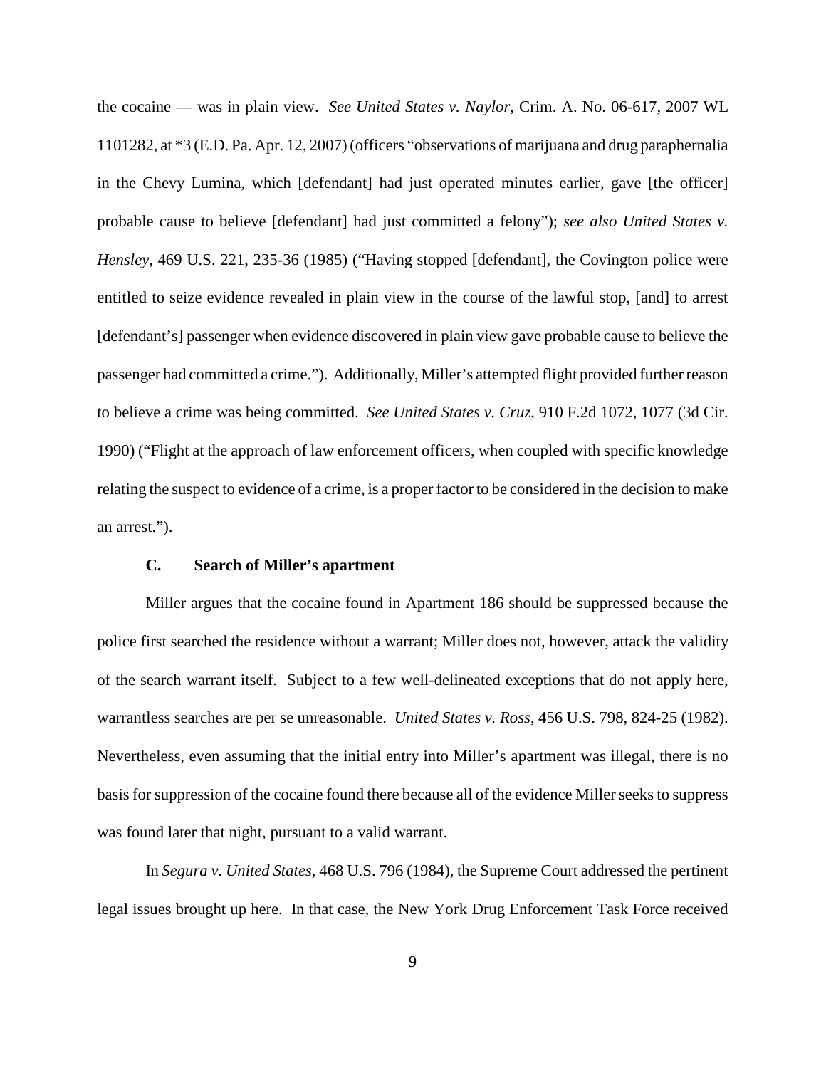the cocaine — was in plain view. *See United States v. Naylor*, Crim. A. No. 06-617, 2007 WL 1101282, at *3 (E.D. Pa. Apr. 12, 2007) (officers "observations of marijuana and drug paraphernalia in the Chevy Lumina, which [defendant] had just operated minutes earlier, gave [the officer] probable cause to believe [defendant] had just committed a felony"); *see also United States v. Hensley*, 469 U.S. 221, 235-36 (1985) ("Having stopped [defendant], the Covington police were entitled to seize evidence revealed in plain view in the course of the lawful stop, [and] to arrest [defendant's] passenger when evidence discovered in plain view gave probable cause to believe the passenger had committed a crime."). Additionally, Miller's attempted flight provided further reason to believe a crime was being committed. *See United States v. Cruz*, 910 F.2d 1072, 1077 (3d Cir. 1990) ("Flight at the approach of law enforcement officers, when coupled with specific knowledge relating the suspect to evidence of a crime, is a proper factor to be considered in the decision to make an arrest.").

### C. Search of Miller's apartment

Miller argues that the cocaine found in Apartment 186 should be suppressed because the police first searched the residence without a warrant; Miller does not, however, attack the validity of the search warrant itself. Subject to a few well-delineated exceptions that do not apply here, warrantless searches are per se unreasonable. *United States v. Ross*, 456 U.S. 798, 824-25 (1982). Nevertheless, even assuming that the initial entry into Miller's apartment was illegal, there is no basis for suppression of the cocaine found there because all of the evidence Miller seeks to suppress was found later that night, pursuant to a valid warrant.

In *Segura v. United States*, 468 U.S. 796 (1984), the Supreme Court addressed the pertinent legal issues brought up here. In that case, the New York Drug Enforcement Task Force received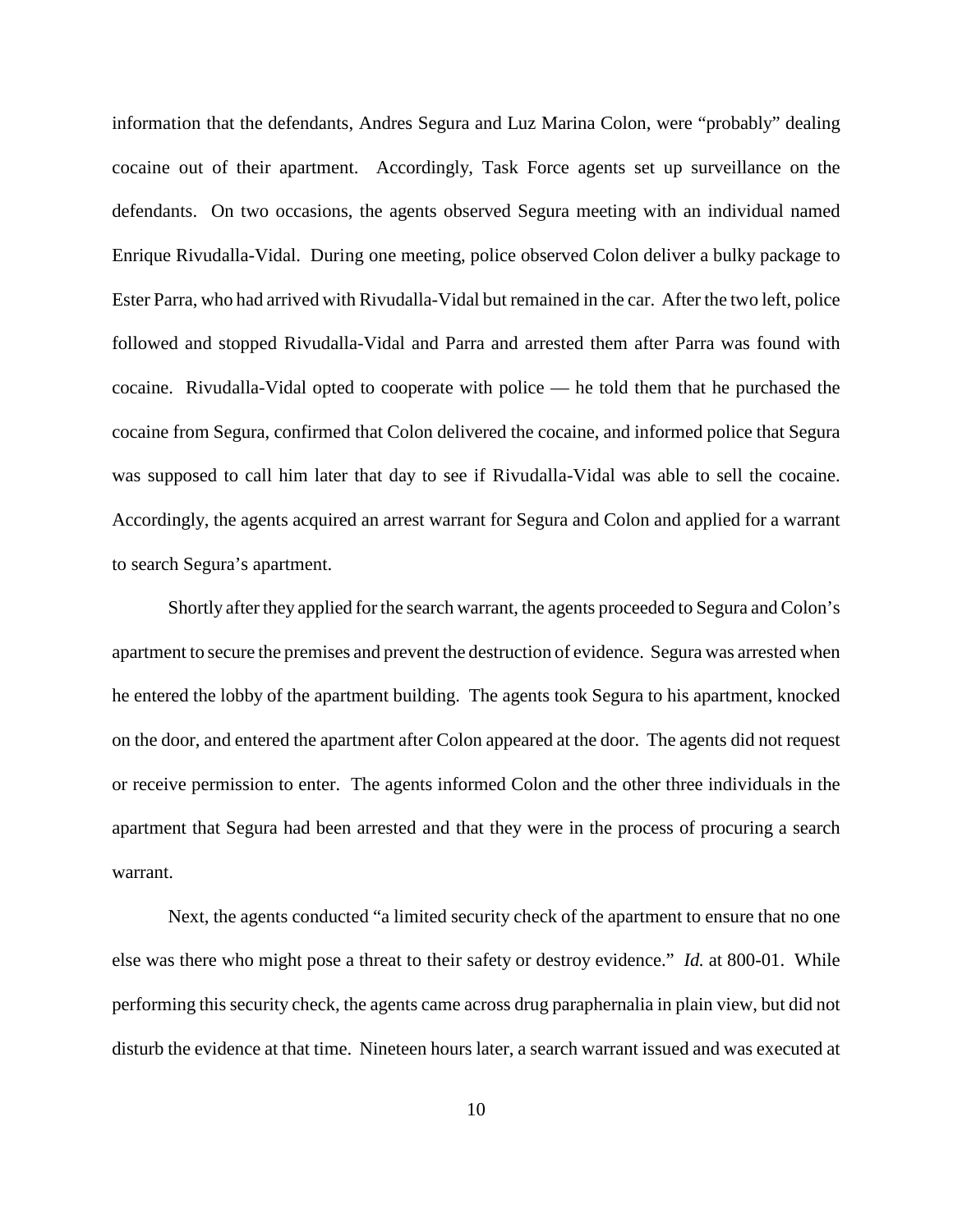information that the defendants, Andres Segura and Luz Marina Colon, were "probably" dealing cocaine out of their apartment. Accordingly, Task Force agents set up surveillance on the defendants. On two occasions, the agents observed Segura meeting with an individual named Enrique Rivudalla-Vidal. During one meeting, police observed Colon deliver a bulky package to Ester Parra, who had arrived with Rivudalla-Vidal but remained in the car. After the two left, police followed and stopped Rivudalla-Vidal and Parra and arrested them after Parra was found with cocaine. Rivudalla-Vidal opted to cooperate with police — he told them that he purchased the cocaine from Segura, confirmed that Colon delivered the cocaine, and informed police that Segura was supposed to call him later that day to see if Rivudalla-Vidal was able to sell the cocaine. Accordingly, the agents acquired an arrest warrant for Segura and Colon and applied for a warrant to search Segura's apartment.

Shortly after they applied for the search warrant, the agents proceeded to Segura and Colon's apartment to secure the premises and prevent the destruction of evidence. Segura was arrested when he entered the lobby of the apartment building. The agents took Segura to his apartment, knocked on the door, and entered the apartment after Colon appeared at the door. The agents did not request or receive permission to enter. The agents informed Colon and the other three individuals in the apartment that Segura had been arrested and that they were in the process of procuring a search warrant.

Next, the agents conducted "a limited security check of the apartment to ensure that no one else was there who might pose a threat to their safety or destroy evidence." *Id.* at 800-01. While performing this security check, the agents came across drug paraphernalia in plain view, but did not disturb the evidence at that time. Nineteen hours later, a search warrant issued and was executed at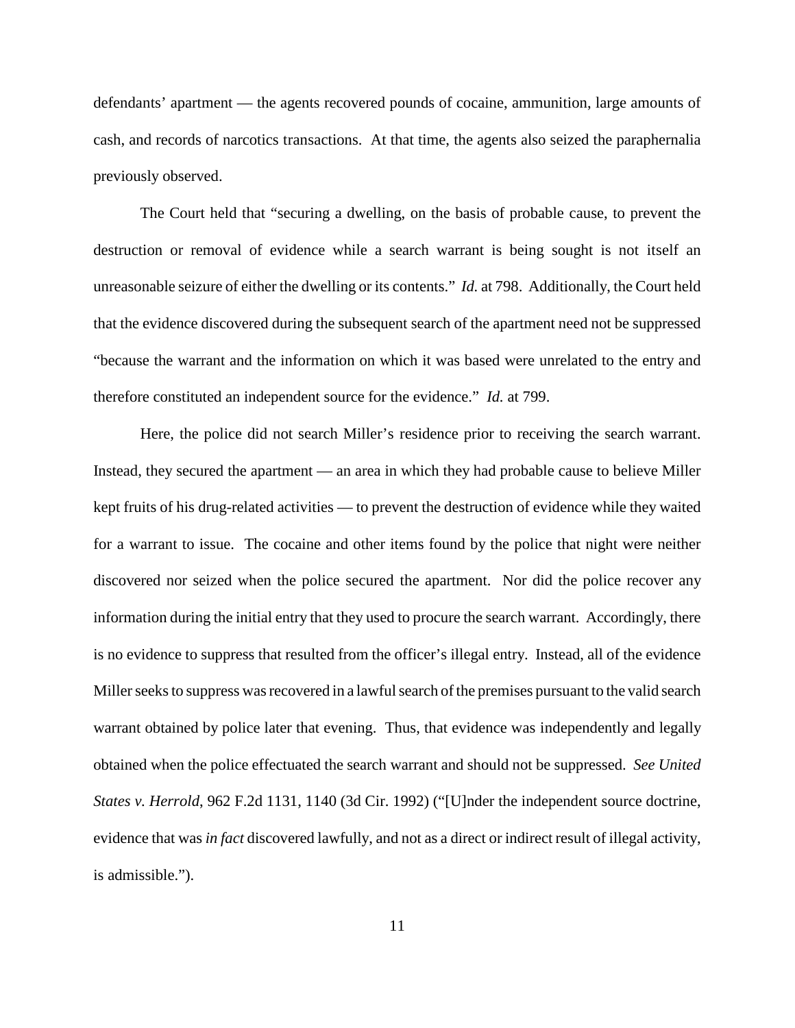defendants' apartment — the agents recovered pounds of cocaine, ammunition, large amounts of cash, and records of narcotics transactions. At that time, the agents also seized the paraphernalia previously observed.

The Court held that "securing a dwelling, on the basis of probable cause, to prevent the destruction or removal of evidence while a search warrant is being sought is not itself an unreasonable seizure of either the dwelling or its contents." *Id.* at 798. Additionally, the Court held that the evidence discovered during the subsequent search of the apartment need not be suppressed "because the warrant and the information on which it was based were unrelated to the entry and therefore constituted an independent source for the evidence." *Id.* at 799.

Here, the police did not search Miller's residence prior to receiving the search warrant. Instead, they secured the apartment — an area in which they had probable cause to believe Miller kept fruits of his drug-related activities — to prevent the destruction of evidence while they waited for a warrant to issue. The cocaine and other items found by the police that night were neither discovered nor seized when the police secured the apartment. Nor did the police recover any information during the initial entry that they used to procure the search warrant. Accordingly, there is no evidence to suppress that resulted from the officer's illegal entry. Instead, all of the evidence Miller seeks to suppress was recovered in a lawful search of the premises pursuant to the valid search warrant obtained by police later that evening. Thus, that evidence was independently and legally obtained when the police effectuated the search warrant and should not be suppressed. *See United States v. Herrold*, 962 F.2d 1131, 1140 (3d Cir. 1992) ("[U]nder the independent source doctrine, evidence that was *in fact* discovered lawfully, and not as a direct or indirect result of illegal activity, is admissible.").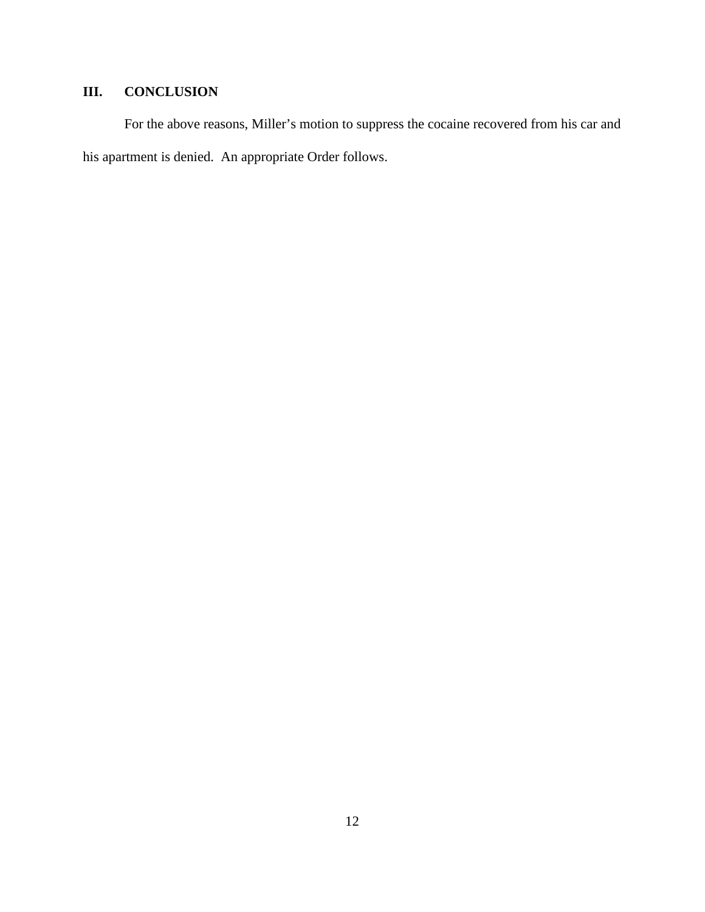## III. CONCLUSION

For the above reasons, Miller's motion to suppress the cocaine recovered from his car and his apartment is denied. An appropriate Order follows.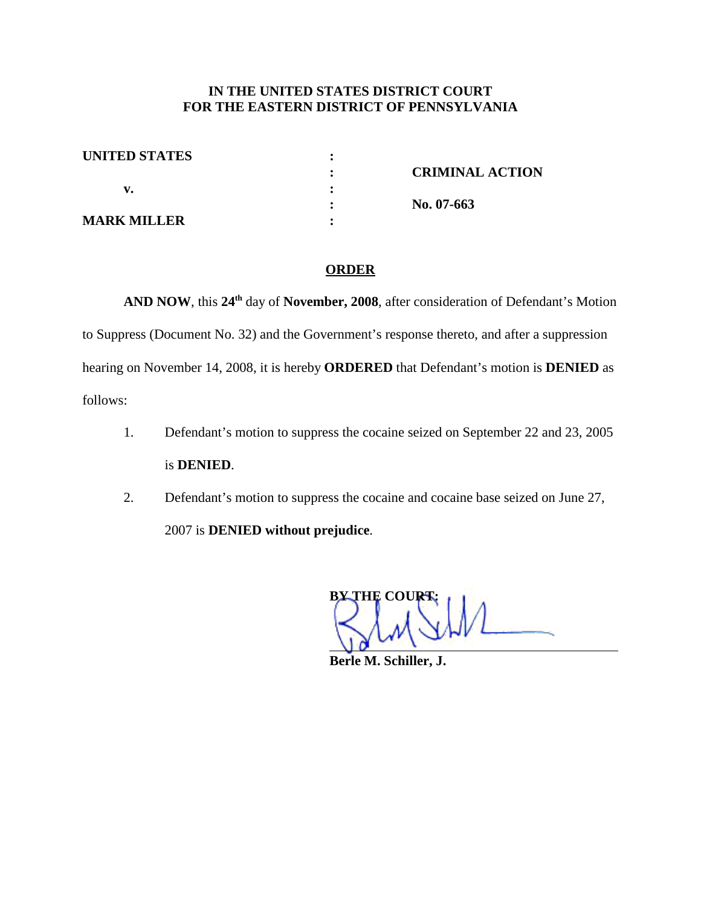**IN THE UNITED STATES DISTRICT COURT**
**FOR THE EASTERN DISTRICT OF PENNSYLVANIA**

| | | |
|---|---|---|
| **UNITED STATES** | : | |
| | : | **CRIMINAL ACTION** |
| **v.** | : | |
| | : | **No. 07-663** |
| **MARK MILLER** | : | |

## ORDER

**AND NOW**, this **24th** day of **November, 2008**, after consideration of Defendant's Motion to Suppress (Document No. 32) and the Government's response thereto, and after a suppression hearing on November 14, 2008, it is hereby **ORDERED** that Defendant's motion is **DENIED** as follows:

1. Defendant's motion to suppress the cocaine seized on September 22 and 23, 2005 is **DENIED**.

2. Defendant's motion to suppress the cocaine and cocaine base seized on June 27, 2007 is **DENIED without prejudice**.

**BY THE COURT:**

**Berle M. Schiller, J.**